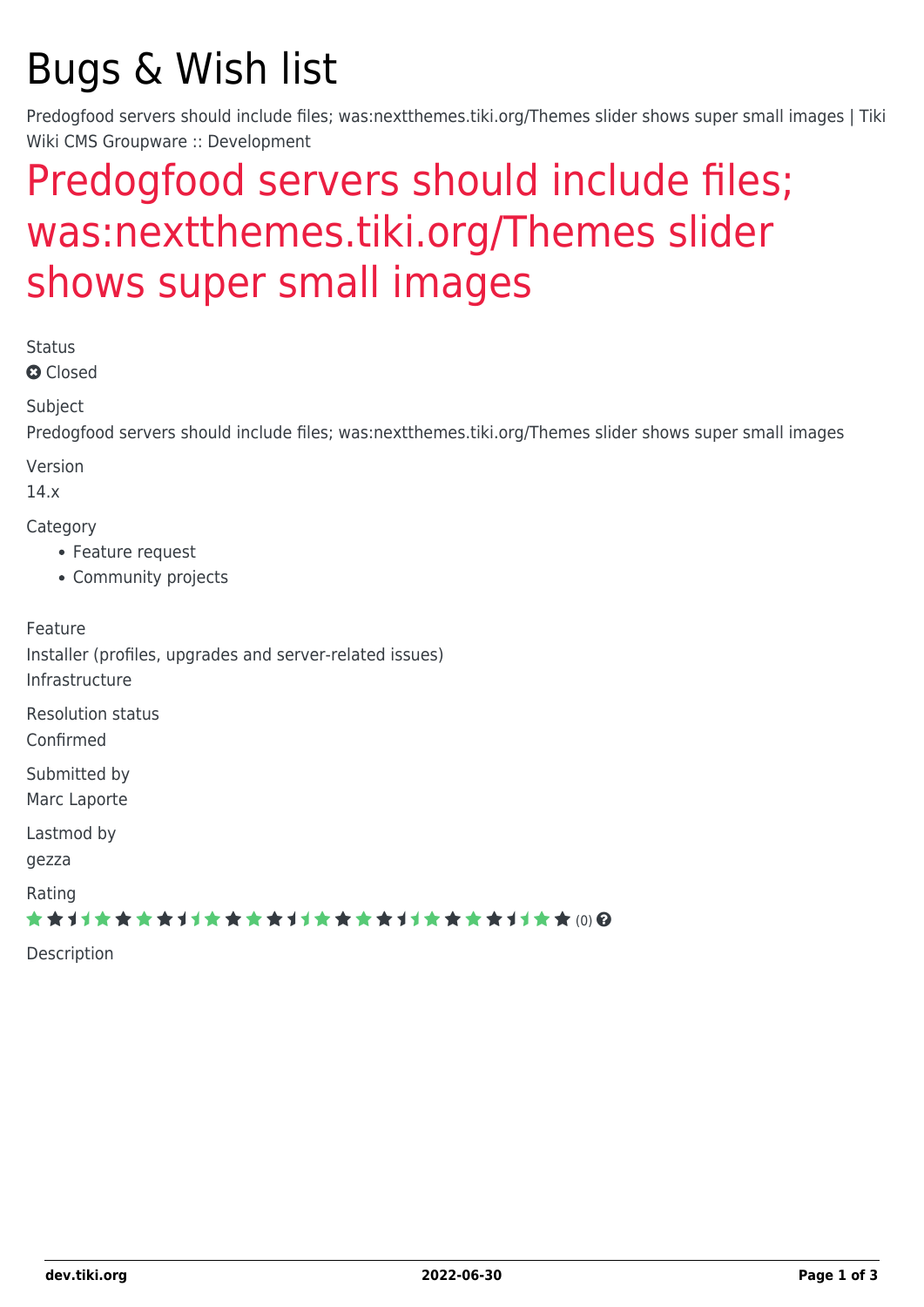# Bugs & Wish list

Predogfood servers should include files; was:nextthemes.tiki.org/Themes slider shows super small images | Tiki Wiki CMS Groupware :: Development

## Predogfood servers should include files; was:nextthemes.tiki.org/Themes slider shows super small images

Status

Closed

Subject

Predogfood servers should include files; was:nextthemes.tiki.org/Themes slider shows super small images

Version

14.x

Category

- Feature request
- Community projects

Feature

Installer (profiles, upgrades and server-related issues)
Infrastructure

Resolution status

Confirmed

Submitted by

Marc Laporte

Lastmod by

gezza

Rating

(0)

Description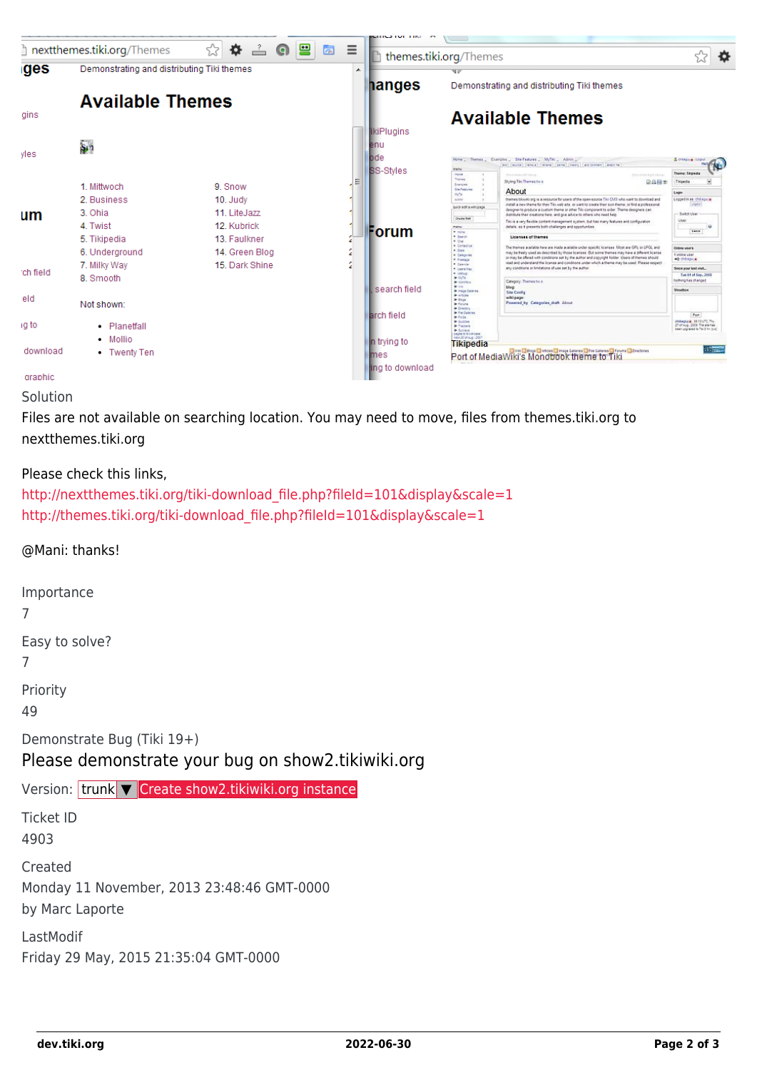Solution

Files are not available on searching location. You may need to move, files from themes.tiki.org to nextthemes.tiki.org

Please check this links,
http://nextthemes.tiki.org/tiki-download_file.php?fileId=101&display&scale=1
http://themes.tiki.org/tiki-download_file.php?fileId=101&display&scale=1

@Mani: thanks!

Importance
7

Easy to solve?
7

Priority
49

Demonstrate Bug (Tiki 19+)

Please demonstrate your bug on show2.tikiwiki.org

Version: trunk ▼ Create show2.tikiwiki.org instance

Ticket ID
4903

Created
Monday 11 November, 2013 23:48:46 GMT-0000
by Marc Laporte

LastModif
Friday 29 May, 2015 21:35:04 GMT-0000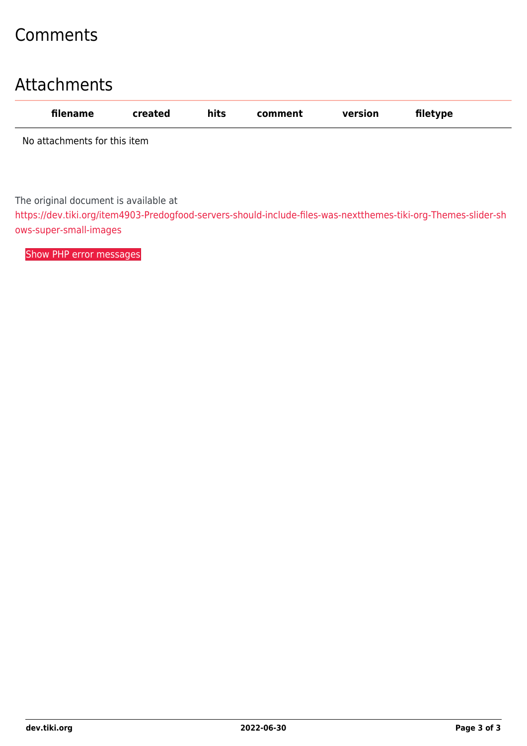# Comments

# Attachments

| filename | created | hits | comment | version | filetype |
| --- | --- | --- | --- | --- | --- |
| No attachments for this item | | | | | |

The original document is available at https://dev.tiki.org/item4903-Predogfood-servers-should-include-files-was-nextthemes-tiki-org-Themes-slider-shows-super-small-images

Show PHP error messages